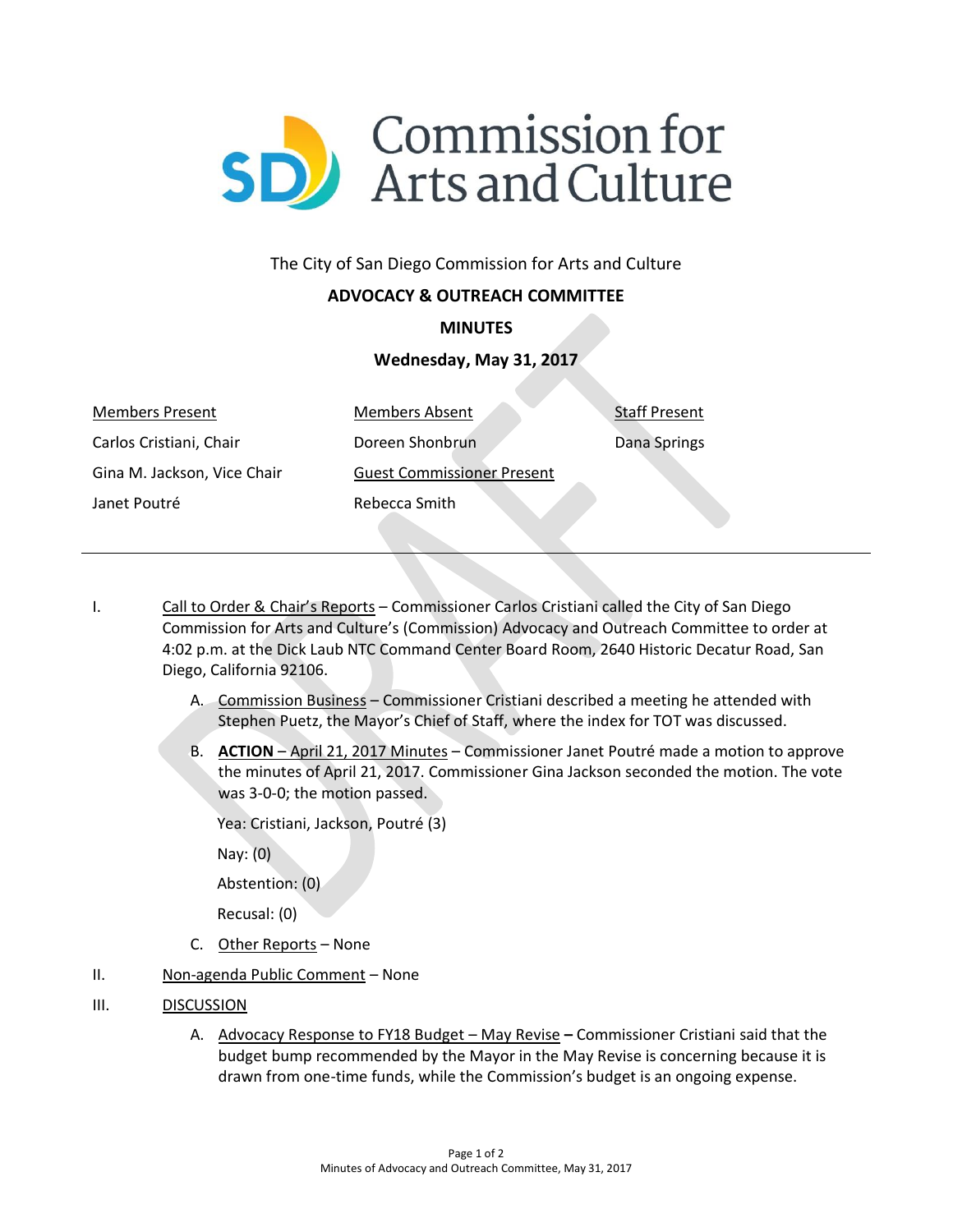# Commission for Arts and Culture

The City of San Diego Commission for Arts and Culture

**ADVOCACY & OUTREACH COMMITTEE**

**MINUTES**

**Wednesday, May 31, 2017**

| Members Present | Members Absent | Staff Present |
|---|---|---|
| Carlos Cristiani, Chair | Doreen Shonbrun | Dana Springs |
| Gina M. Jackson, Vice Chair | Guest Commissioner Present | |
| Janet Poutré | Rebecca Smith | |

---

I. Call to Order & Chair's Reports – Commissioner Carlos Cristiani called the City of San Diego Commission for Arts and Culture's (Commission) Advocacy and Outreach Committee to order at 4:02 p.m. at the Dick Laub NTC Command Center Board Room, 2640 Historic Decatur Road, San Diego, California 92106.

   A. Commission Business – Commissioner Cristiani described a meeting he attended with Stephen Puetz, the Mayor's Chief of Staff, where the index for TOT was discussed.

   B. **ACTION** – April 21, 2017 Minutes – Commissioner Janet Poutré made a motion to approve the minutes of April 21, 2017. Commissioner Gina Jackson seconded the motion. The vote was 3-0-0; the motion passed.

   Yea: Cristiani, Jackson, Poutré (3)

   Nay: (0)

   Abstention: (0)

   Recusal: (0)

   C. Other Reports – None

II. Non-agenda Public Comment – None

III. DISCUSSION

   A. Advocacy Response to FY18 Budget – May Revise **–** Commissioner Cristiani said that the budget bump recommended by the Mayor in the May Revise is concerning because it is drawn from one-time funds, while the Commission's budget is an ongoing expense.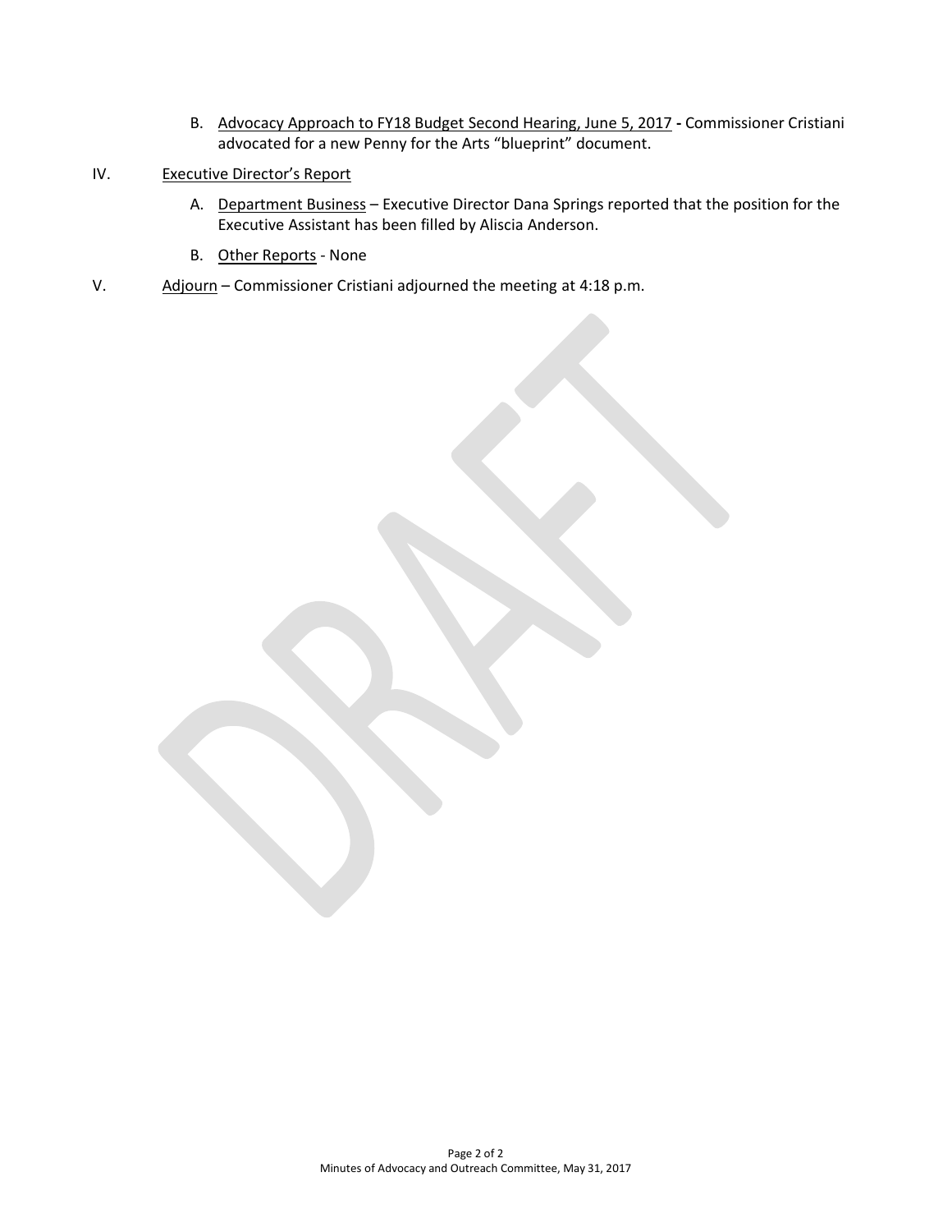B. Advocacy Approach to FY18 Budget Second Hearing, June 5, 2017 **-** Commissioner Cristiani advocated for a new Penny for the Arts "blueprint" document.

IV. Executive Director's Report

A. Department Business – Executive Director Dana Springs reported that the position for the Executive Assistant has been filled by Aliscia Anderson.

B. Other Reports - None

V. Adjourn – Commissioner Cristiani adjourned the meeting at 4:18 p.m.